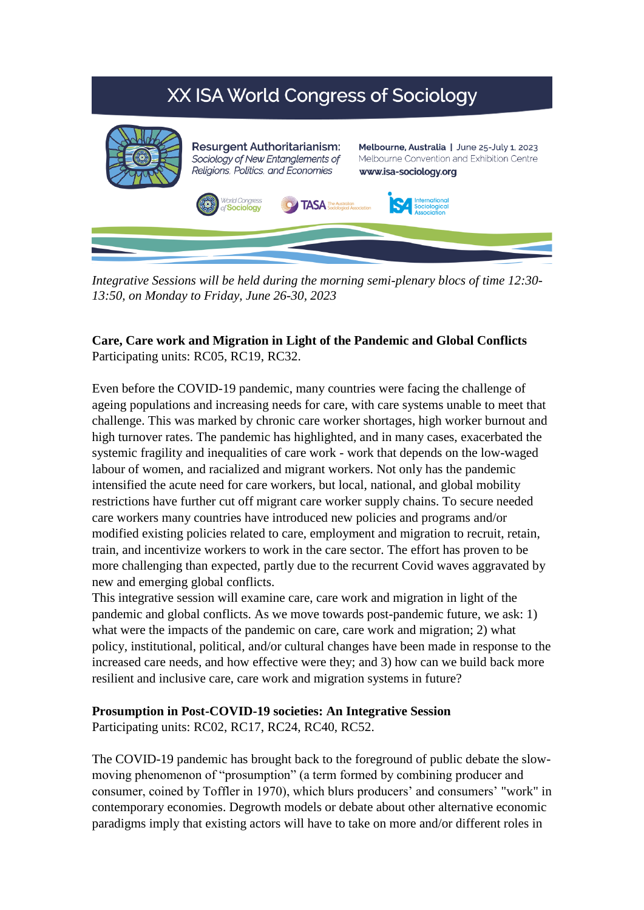# XX ISA World Congress of Sociology

**Resurgent Authoritarianism:** *Sociology of New Entanglements of Religions, Politics, and Economies*

**Melbourne, Australia | June 25-July 1, 2023**
Melbourne Convention and Exhibition Centre
**www.isa-sociology.org**

World Congress of Sociology — TASA The Australian Sociological Association — ISA International Sociological Association

*Integrative Sessions will be held during the morning semi-plenary blocs of time 12:30-13:50, on Monday to Friday, June 26-30, 2023*

**Care, Care work and Migration in Light of the Pandemic and Global Conflicts**
Participating units: RC05, RC19, RC32.

Even before the COVID-19 pandemic, many countries were facing the challenge of ageing populations and increasing needs for care, with care systems unable to meet that challenge. This was marked by chronic care worker shortages, high worker burnout and high turnover rates. The pandemic has highlighted, and in many cases, exacerbated the systemic fragility and inequalities of care work - work that depends on the low-waged labour of women, and racialized and migrant workers. Not only has the pandemic intensified the acute need for care workers, but local, national, and global mobility restrictions have further cut off migrant care worker supply chains. To secure needed care workers many countries have introduced new policies and programs and/or modified existing policies related to care, employment and migration to recruit, retain, train, and incentivize workers to work in the care sector. The effort has proven to be more challenging than expected, partly due to the recurrent Covid waves aggravated by new and emerging global conflicts.
This integrative session will examine care, care work and migration in light of the pandemic and global conflicts. As we move towards post-pandemic future, we ask: 1) what were the impacts of the pandemic on care, care work and migration; 2) what policy, institutional, political, and/or cultural changes have been made in response to the increased care needs, and how effective were they; and 3) how can we build back more resilient and inclusive care, care work and migration systems in future?

**Prosumption in Post-COVID-19 societies: An Integrative Session**
Participating units: RC02, RC17, RC24, RC40, RC52.

The COVID-19 pandemic has brought back to the foreground of public debate the slow-moving phenomenon of "prosumption" (a term formed by combining producer and consumer, coined by Toffler in 1970), which blurs producers' and consumers' "work" in contemporary economies. Degrowth models or debate about other alternative economic paradigms imply that existing actors will have to take on more and/or different roles in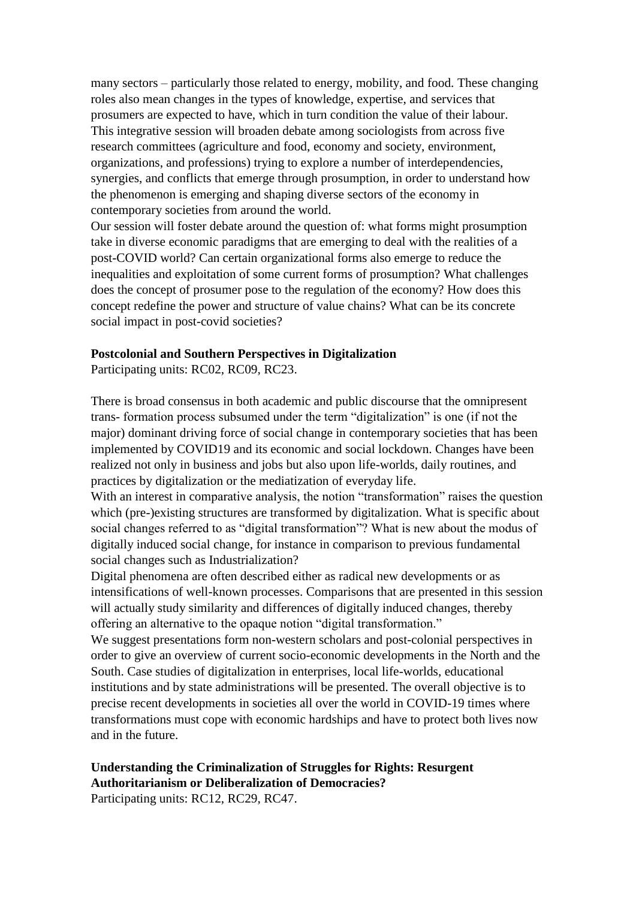many sectors – particularly those related to energy, mobility, and food. These changing roles also mean changes in the types of knowledge, expertise, and services that prosumers are expected to have, which in turn condition the value of their labour. This integrative session will broaden debate among sociologists from across five research committees (agriculture and food, economy and society, environment, organizations, and professions) trying to explore a number of interdependencies, synergies, and conflicts that emerge through prosumption, in order to understand how the phenomenon is emerging and shaping diverse sectors of the economy in contemporary societies from around the world.

Our session will foster debate around the question of: what forms might prosumption take in diverse economic paradigms that are emerging to deal with the realities of a post-COVID world? Can certain organizational forms also emerge to reduce the inequalities and exploitation of some current forms of prosumption? What challenges does the concept of prosumer pose to the regulation of the economy? How does this concept redefine the power and structure of value chains? What can be its concrete social impact in post-covid societies?

**Postcolonial and Southern Perspectives in Digitalization**

Participating units: RC02, RC09, RC23.

There is broad consensus in both academic and public discourse that the omnipresent trans- formation process subsumed under the term "digitalization" is one (if not the major) dominant driving force of social change in contemporary societies that has been implemented by COVID19 and its economic and social lockdown. Changes have been realized not only in business and jobs but also upon life-worlds, daily routines, and practices by digitalization or the mediatization of everyday life.

With an interest in comparative analysis, the notion "transformation" raises the question which (pre-)existing structures are transformed by digitalization. What is specific about social changes referred to as "digital transformation"? What is new about the modus of digitally induced social change, for instance in comparison to previous fundamental social changes such as Industrialization?

Digital phenomena are often described either as radical new developments or as intensifications of well-known processes. Comparisons that are presented in this session will actually study similarity and differences of digitally induced changes, thereby offering an alternative to the opaque notion "digital transformation."

We suggest presentations form non-western scholars and post-colonial perspectives in order to give an overview of current socio-economic developments in the North and the South. Case studies of digitalization in enterprises, local life-worlds, educational institutions and by state administrations will be presented. The overall objective is to precise recent developments in societies all over the world in COVID-19 times where transformations must cope with economic hardships and have to protect both lives now and in the future.

**Understanding the Criminalization of Struggles for Rights: Resurgent Authoritarianism or Deliberalization of Democracies?**

Participating units: RC12, RC29, RC47.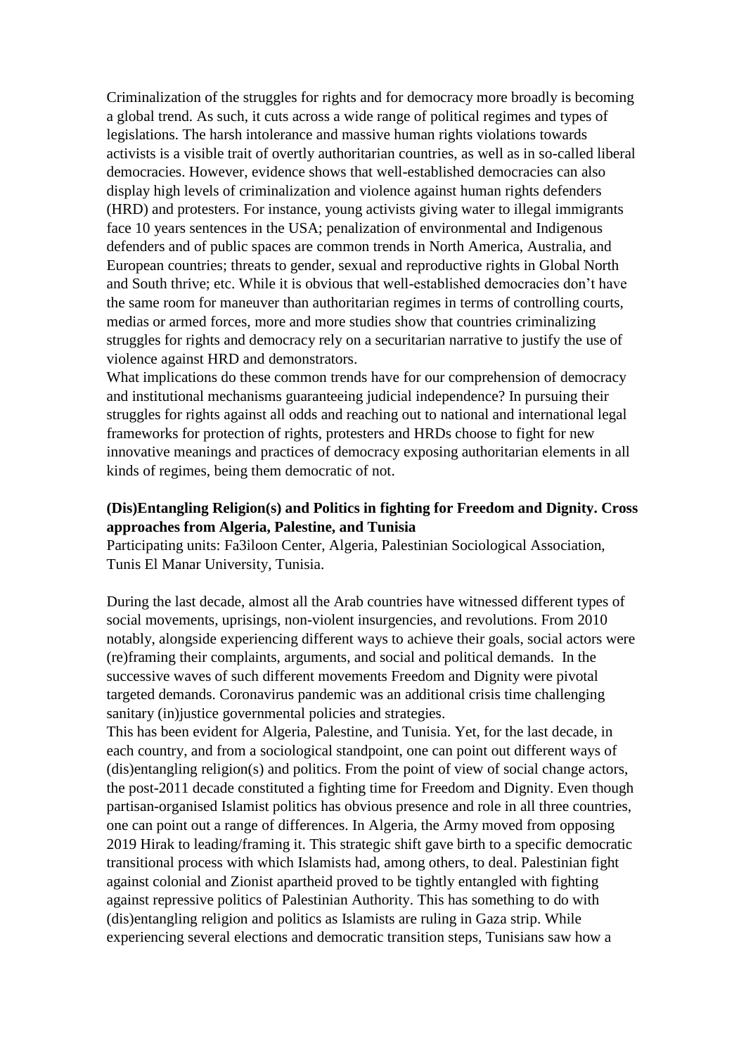Criminalization of the struggles for rights and for democracy more broadly is becoming a global trend. As such, it cuts across a wide range of political regimes and types of legislations. The harsh intolerance and massive human rights violations towards activists is a visible trait of overtly authoritarian countries, as well as in so-called liberal democracies. However, evidence shows that well-established democracies can also display high levels of criminalization and violence against human rights defenders (HRD) and protesters. For instance, young activists giving water to illegal immigrants face 10 years sentences in the USA; penalization of environmental and Indigenous defenders and of public spaces are common trends in North America, Australia, and European countries; threats to gender, sexual and reproductive rights in Global North and South thrive; etc. While it is obvious that well-established democracies don't have the same room for maneuver than authoritarian regimes in terms of controlling courts, medias or armed forces, more and more studies show that countries criminalizing struggles for rights and democracy rely on a securitarian narrative to justify the use of violence against HRD and demonstrators.

What implications do these common trends have for our comprehension of democracy and institutional mechanisms guaranteeing judicial independence? In pursuing their struggles for rights against all odds and reaching out to national and international legal frameworks for protection of rights, protesters and HRDs choose to fight for new innovative meanings and practices of democracy exposing authoritarian elements in all kinds of regimes, being them democratic of not.

**(Dis)Entangling Religion(s) and Politics in fighting for Freedom and Dignity. Cross approaches from Algeria, Palestine, and Tunisia**

Participating units: Fa3iloon Center, Algeria, Palestinian Sociological Association, Tunis El Manar University, Tunisia.

During the last decade, almost all the Arab countries have witnessed different types of social movements, uprisings, non-violent insurgencies, and revolutions. From 2010 notably, alongside experiencing different ways to achieve their goals, social actors were (re)framing their complaints, arguments, and social and political demands. In the successive waves of such different movements Freedom and Dignity were pivotal targeted demands. Coronavirus pandemic was an additional crisis time challenging sanitary (in)justice governmental policies and strategies.

This has been evident for Algeria, Palestine, and Tunisia. Yet, for the last decade, in each country, and from a sociological standpoint, one can point out different ways of (dis)entangling religion(s) and politics. From the point of view of social change actors, the post-2011 decade constituted a fighting time for Freedom and Dignity. Even though partisan-organised Islamist politics has obvious presence and role in all three countries, one can point out a range of differences. In Algeria, the Army moved from opposing 2019 Hirak to leading/framing it. This strategic shift gave birth to a specific democratic transitional process with which Islamists had, among others, to deal. Palestinian fight against colonial and Zionist apartheid proved to be tightly entangled with fighting against repressive politics of Palestinian Authority. This has something to do with (dis)entangling religion and politics as Islamists are ruling in Gaza strip. While experiencing several elections and democratic transition steps, Tunisians saw how a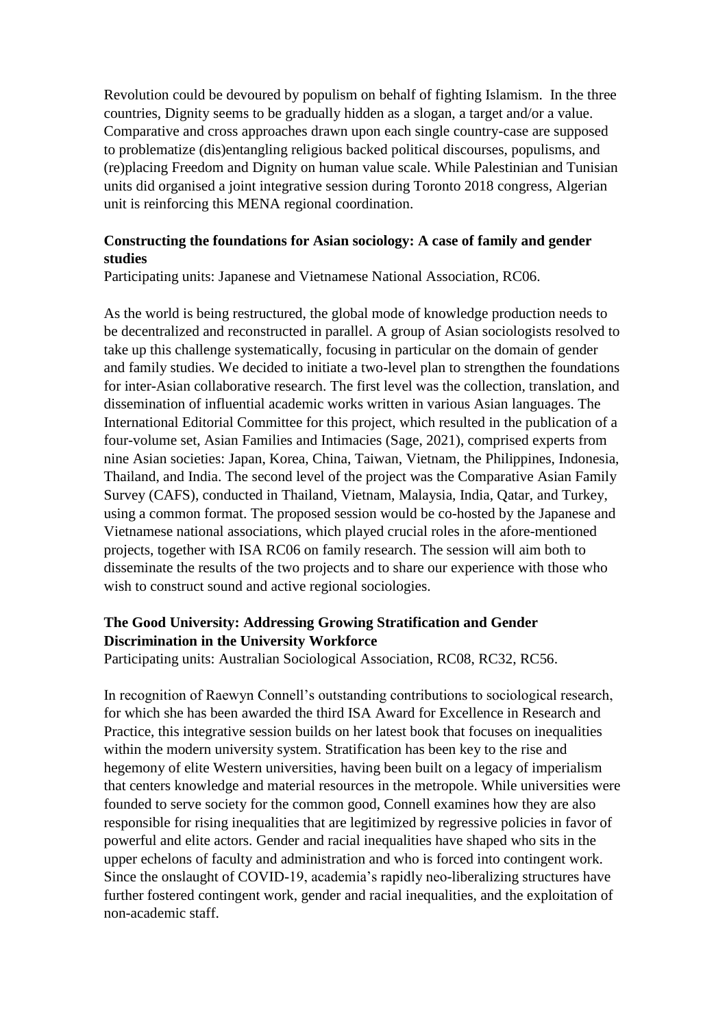Revolution could be devoured by populism on behalf of fighting Islamism. In the three countries, Dignity seems to be gradually hidden as a slogan, a target and/or a value. Comparative and cross approaches drawn upon each single country-case are supposed to problematize (dis)entangling religious backed political discourses, populisms, and (re)placing Freedom and Dignity on human value scale. While Palestinian and Tunisian units did organised a joint integrative session during Toronto 2018 congress, Algerian unit is reinforcing this MENA regional coordination.

**Constructing the foundations for Asian sociology: A case of family and gender studies**

Participating units: Japanese and Vietnamese National Association, RC06.

As the world is being restructured, the global mode of knowledge production needs to be decentralized and reconstructed in parallel. A group of Asian sociologists resolved to take up this challenge systematically, focusing in particular on the domain of gender and family studies. We decided to initiate a two-level plan to strengthen the foundations for inter-Asian collaborative research. The first level was the collection, translation, and dissemination of influential academic works written in various Asian languages. The International Editorial Committee for this project, which resulted in the publication of a four-volume set, Asian Families and Intimacies (Sage, 2021), comprised experts from nine Asian societies: Japan, Korea, China, Taiwan, Vietnam, the Philippines, Indonesia, Thailand, and India. The second level of the project was the Comparative Asian Family Survey (CAFS), conducted in Thailand, Vietnam, Malaysia, India, Qatar, and Turkey, using a common format. The proposed session would be co-hosted by the Japanese and Vietnamese national associations, which played crucial roles in the afore-mentioned projects, together with ISA RC06 on family research. The session will aim both to disseminate the results of the two projects and to share our experience with those who wish to construct sound and active regional sociologies.

**The Good University: Addressing Growing Stratification and Gender Discrimination in the University Workforce**

Participating units: Australian Sociological Association, RC08, RC32, RC56.

In recognition of Raewyn Connell's outstanding contributions to sociological research, for which she has been awarded the third ISA Award for Excellence in Research and Practice, this integrative session builds on her latest book that focuses on inequalities within the modern university system. Stratification has been key to the rise and hegemony of elite Western universities, having been built on a legacy of imperialism that centers knowledge and material resources in the metropole. While universities were founded to serve society for the common good, Connell examines how they are also responsible for rising inequalities that are legitimized by regressive policies in favor of powerful and elite actors. Gender and racial inequalities have shaped who sits in the upper echelons of faculty and administration and who is forced into contingent work. Since the onslaught of COVID-19, academia's rapidly neo-liberalizing structures have further fostered contingent work, gender and racial inequalities, and the exploitation of non-academic staff.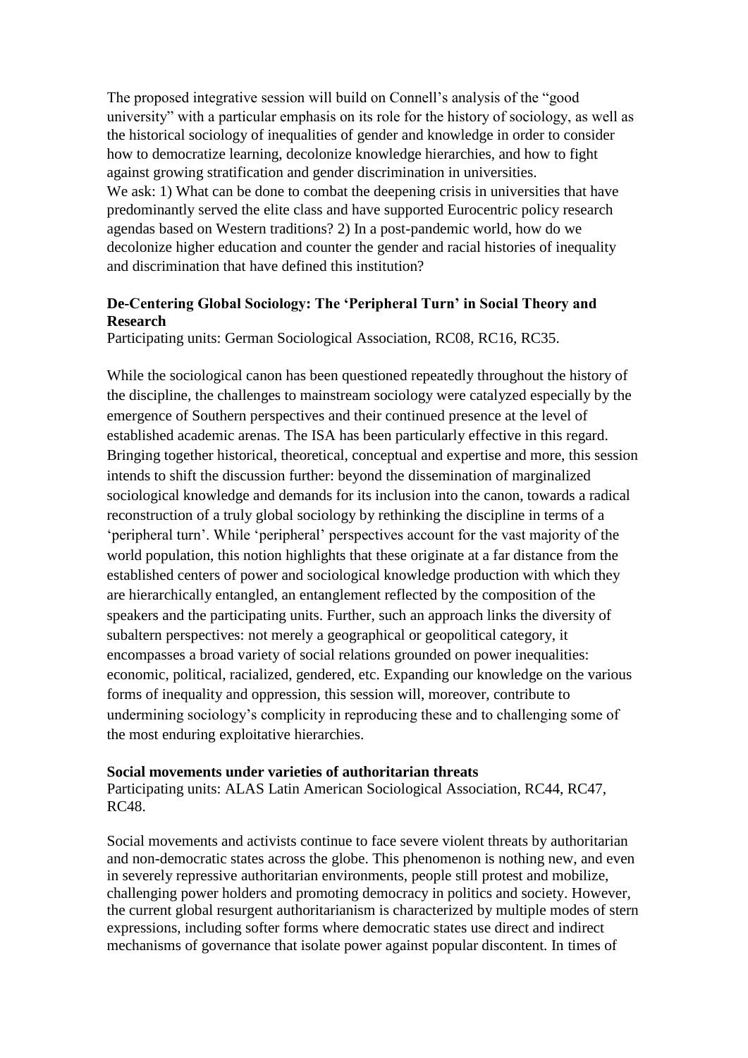The proposed integrative session will build on Connell's analysis of the "good university" with a particular emphasis on its role for the history of sociology, as well as the historical sociology of inequalities of gender and knowledge in order to consider how to democratize learning, decolonize knowledge hierarchies, and how to fight against growing stratification and gender discrimination in universities.
We ask: 1) What can be done to combat the deepening crisis in universities that have predominantly served the elite class and have supported Eurocentric policy research agendas based on Western traditions? 2) In a post-pandemic world, how do we decolonize higher education and counter the gender and racial histories of inequality and discrimination that have defined this institution?

### De-Centering Global Sociology: The 'Peripheral Turn' in Social Theory and Research

Participating units: German Sociological Association, RC08, RC16, RC35.

While the sociological canon has been questioned repeatedly throughout the history of the discipline, the challenges to mainstream sociology were catalyzed especially by the emergence of Southern perspectives and their continued presence at the level of established academic arenas. The ISA has been particularly effective in this regard. Bringing together historical, theoretical, conceptual and expertise and more, this session intends to shift the discussion further: beyond the dissemination of marginalized sociological knowledge and demands for its inclusion into the canon, towards a radical reconstruction of a truly global sociology by rethinking the discipline in terms of a 'peripheral turn'. While 'peripheral' perspectives account for the vast majority of the world population, this notion highlights that these originate at a far distance from the established centers of power and sociological knowledge production with which they are hierarchically entangled, an entanglement reflected by the composition of the speakers and the participating units. Further, such an approach links the diversity of subaltern perspectives: not merely a geographical or geopolitical category, it encompasses a broad variety of social relations grounded on power inequalities: economic, political, racialized, gendered, etc. Expanding our knowledge on the various forms of inequality and oppression, this session will, moreover, contribute to undermining sociology's complicity in reproducing these and to challenging some of the most enduring exploitative hierarchies.

### Social movements under varieties of authoritarian threats

Participating units: ALAS Latin American Sociological Association, RC44, RC47, RC48.

Social movements and activists continue to face severe violent threats by authoritarian and non-democratic states across the globe. This phenomenon is nothing new, and even in severely repressive authoritarian environments, people still protest and mobilize, challenging power holders and promoting democracy in politics and society. However, the current global resurgent authoritarianism is characterized by multiple modes of stern expressions, including softer forms where democratic states use direct and indirect mechanisms of governance that isolate power against popular discontent. In times of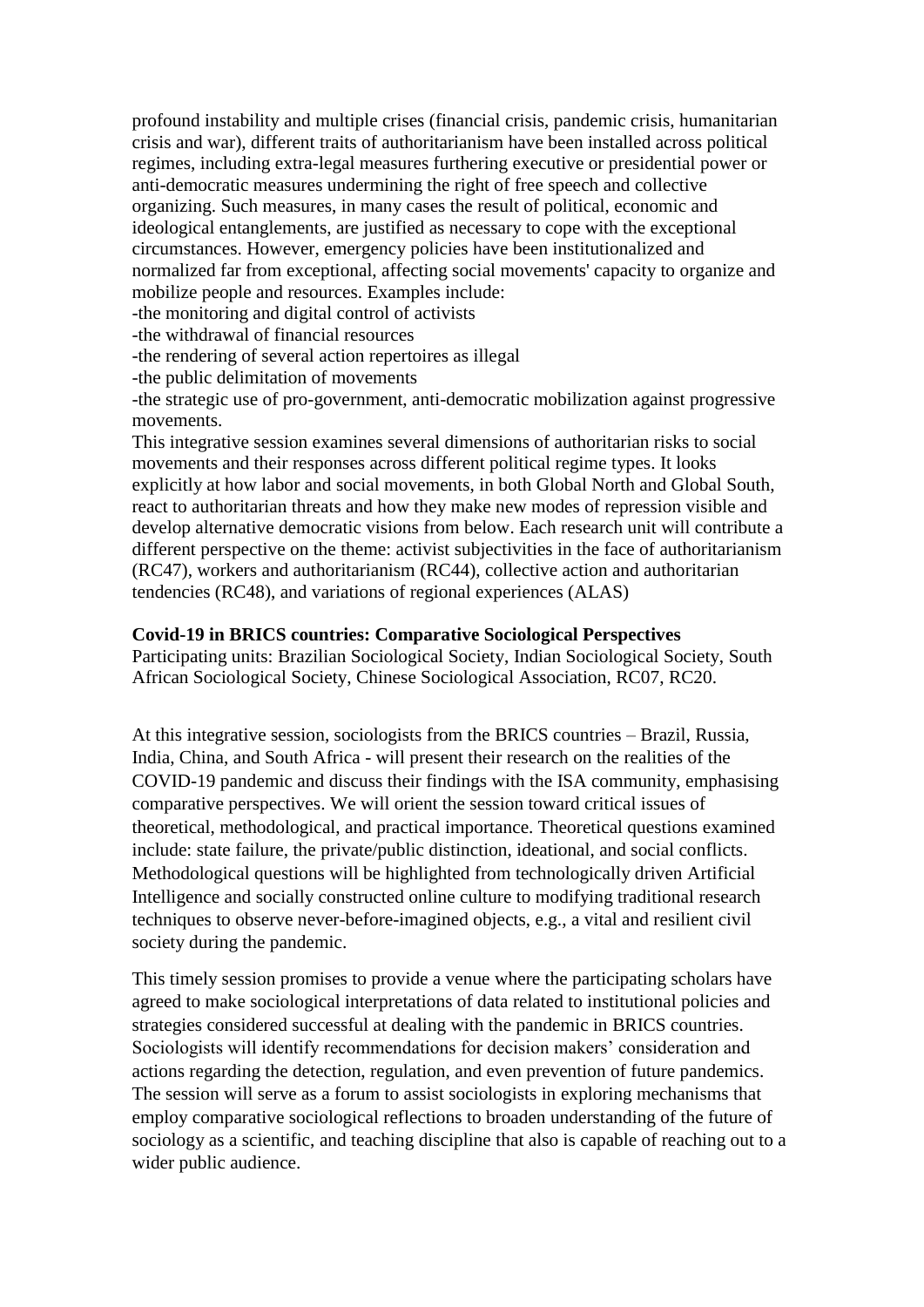profound instability and multiple crises (financial crisis, pandemic crisis, humanitarian crisis and war), different traits of authoritarianism have been installed across political regimes, including extra-legal measures furthering executive or presidential power or anti-democratic measures undermining the right of free speech and collective organizing. Such measures, in many cases the result of political, economic and ideological entanglements, are justified as necessary to cope with the exceptional circumstances. However, emergency policies have been institutionalized and normalized far from exceptional, affecting social movements' capacity to organize and mobilize people and resources. Examples include:

-the monitoring and digital control of activists
-the withdrawal of financial resources
-the rendering of several action repertoires as illegal
-the public delimitation of movements
-the strategic use of pro-government, anti-democratic mobilization against progressive movements.

This integrative session examines several dimensions of authoritarian risks to social movements and their responses across different political regime types. It looks explicitly at how labor and social movements, in both Global North and Global South, react to authoritarian threats and how they make new modes of repression visible and develop alternative democratic visions from below. Each research unit will contribute a different perspective on the theme: activist subjectivities in the face of authoritarianism (RC47), workers and authoritarianism (RC44), collective action and authoritarian tendencies (RC48), and variations of regional experiences (ALAS)

**Covid-19 in BRICS countries: Comparative Sociological Perspectives**
Participating units: Brazilian Sociological Society, Indian Sociological Society, South African Sociological Society, Chinese Sociological Association, RC07, RC20.

At this integrative session, sociologists from the BRICS countries – Brazil, Russia, India, China, and South Africa - will present their research on the realities of the COVID-19 pandemic and discuss their findings with the ISA community, emphasising comparative perspectives. We will orient the session toward critical issues of theoretical, methodological, and practical importance. Theoretical questions examined include: state failure, the private/public distinction, ideational, and social conflicts. Methodological questions will be highlighted from technologically driven Artificial Intelligence and socially constructed online culture to modifying traditional research techniques to observe never-before-imagined objects, e.g., a vital and resilient civil society during the pandemic.

This timely session promises to provide a venue where the participating scholars have agreed to make sociological interpretations of data related to institutional policies and strategies considered successful at dealing with the pandemic in BRICS countries. Sociologists will identify recommendations for decision makers' consideration and actions regarding the detection, regulation, and even prevention of future pandemics. The session will serve as a forum to assist sociologists in exploring mechanisms that employ comparative sociological reflections to broaden understanding of the future of sociology as a scientific, and teaching discipline that also is capable of reaching out to a wider public audience.